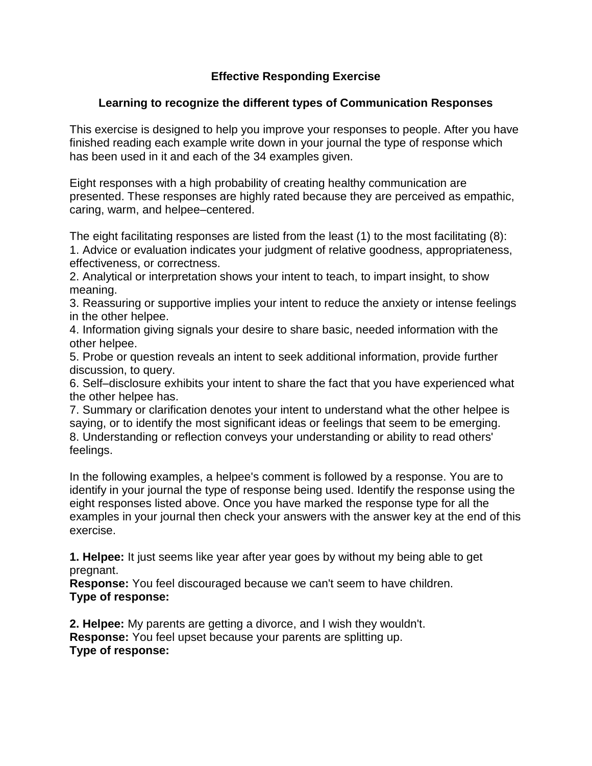# Effective Responding Exercise

## Learning to recognize the different types of Communication Responses

This exercise is designed to help you improve your responses to people. After you have finished reading each example write down in your journal the type of response which has been used in it and each of the 34 examples given.

Eight responses with a high probability of creating healthy communication are presented. These responses are highly rated because they are perceived as empathic, caring, warm, and helpee–centered.

The eight facilitating responses are listed from the least (1) to the most facilitating (8):

1. Advice or evaluation indicates your judgment of relative goodness, appropriateness, effectiveness, or correctness.
2. Analytical or interpretation shows your intent to teach, to impart insight, to show meaning.
3. Reassuring or supportive implies your intent to reduce the anxiety or intense feelings in the other helpee.
4. Information giving signals your desire to share basic, needed information with the other helpee.
5. Probe or question reveals an intent to seek additional information, provide further discussion, to query.
6. Self–disclosure exhibits your intent to share the fact that you have experienced what the other helpee has.
7. Summary or clarification denotes your intent to understand what the other helpee is saying, or to identify the most significant ideas or feelings that seem to be emerging.
8. Understanding or reflection conveys your understanding or ability to read others' feelings.

In the following examples, a helpee's comment is followed by a response. You are to identify in your journal the type of response being used. Identify the response using the eight responses listed above. Once you have marked the response type for all the examples in your journal then check your answers with the answer key at the end of this exercise.

**1. Helpee:** It just seems like year after year goes by without my being able to get pregnant.
**Response:** You feel discouraged because we can't seem to have children.
**Type of response:**

**2. Helpee:** My parents are getting a divorce, and I wish they wouldn't.
**Response:** You feel upset because your parents are splitting up.
**Type of response:**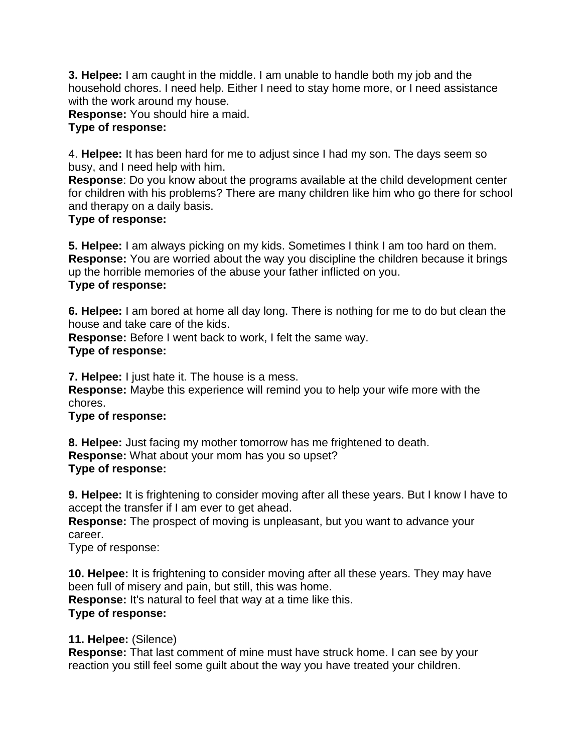**3. Helpee:** I am caught in the middle. I am unable to handle both my job and the household chores. I need help. Either I need to stay home more, or I need assistance with the work around my house.
**Response:** You should hire a maid.
**Type of response:**

4. **Helpee:** It has been hard for me to adjust since I had my son. The days seem so busy, and I need help with him.
**Response**: Do you know about the programs available at the child development center for children with his problems? There are many children like him who go there for school and therapy on a daily basis.
**Type of response:**

**5. Helpee:** I am always picking on my kids. Sometimes I think I am too hard on them.
**Response:** You are worried about the way you discipline the children because it brings up the horrible memories of the abuse your father inflicted on you.
**Type of response:**

**6. Helpee:** I am bored at home all day long. There is nothing for me to do but clean the house and take care of the kids.
**Response:** Before I went back to work, I felt the same way.
**Type of response:**

**7. Helpee:** I just hate it. The house is a mess.
**Response:** Maybe this experience will remind you to help your wife more with the chores.
**Type of response:**

**8. Helpee:** Just facing my mother tomorrow has me frightened to death.
**Response:** What about your mom has you so upset?
**Type of response:**

**9. Helpee:** It is frightening to consider moving after all these years. But I know I have to accept the transfer if I am ever to get ahead.
**Response:** The prospect of moving is unpleasant, but you want to advance your career.
Type of response:

**10. Helpee:** It is frightening to consider moving after all these years. They may have been full of misery and pain, but still, this was home.
**Response:** It's natural to feel that way at a time like this.
**Type of response:**

**11. Helpee:** (Silence)
**Response:** That last comment of mine must have struck home. I can see by your reaction you still feel some guilt about the way you have treated your children.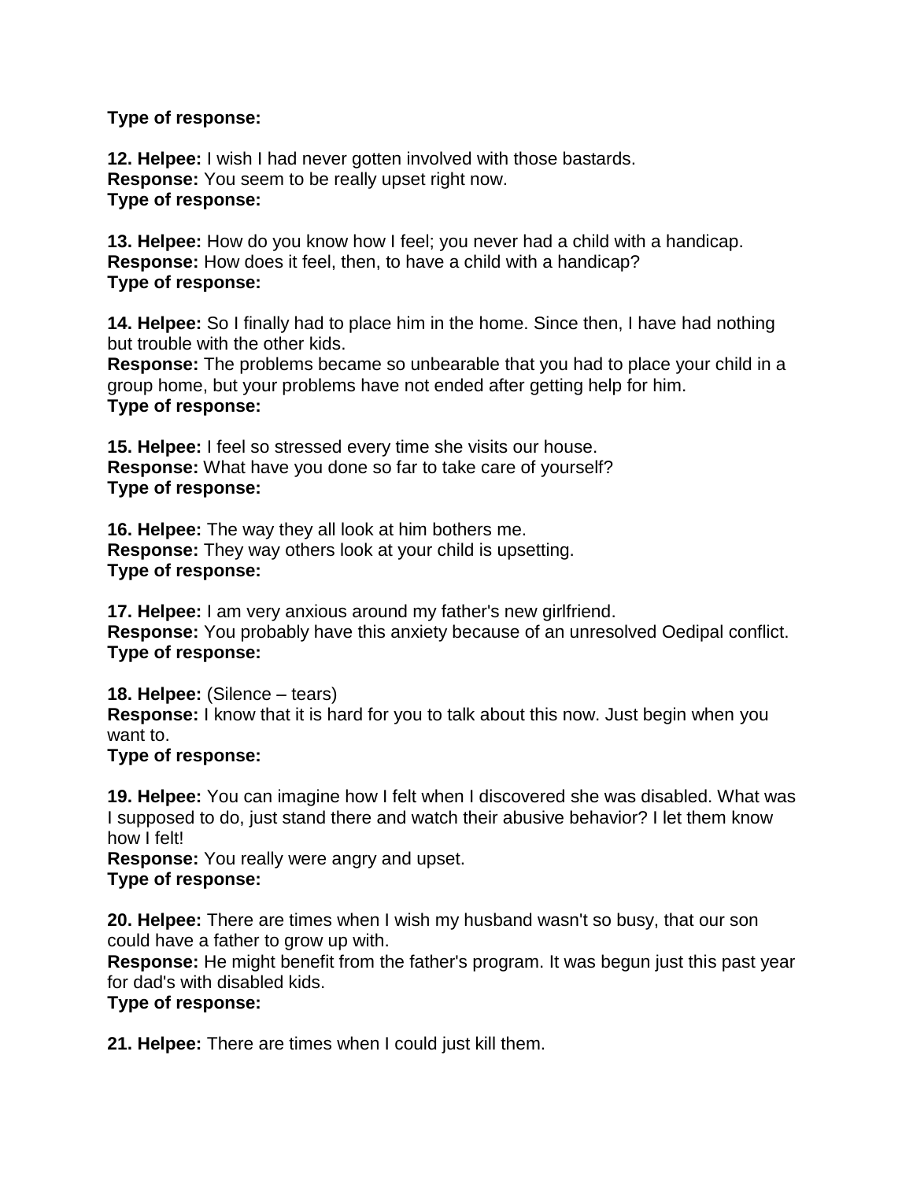**Type of response:**

**12. Helpee:** I wish I had never gotten involved with those bastards.
**Response:** You seem to be really upset right now.
**Type of response:**

**13. Helpee:** How do you know how I feel; you never had a child with a handicap.
**Response:** How does it feel, then, to have a child with a handicap?
**Type of response:**

**14. Helpee:** So I finally had to place him in the home. Since then, I have had nothing but trouble with the other kids.
**Response:** The problems became so unbearable that you had to place your child in a group home, but your problems have not ended after getting help for him.
**Type of response:**

**15. Helpee:** I feel so stressed every time she visits our house.
**Response:** What have you done so far to take care of yourself?
**Type of response:**

**16. Helpee:** The way they all look at him bothers me.
**Response:** They way others look at your child is upsetting.
**Type of response:**

**17. Helpee:** I am very anxious around my father's new girlfriend.
**Response:** You probably have this anxiety because of an unresolved Oedipal conflict.
**Type of response:**

**18. Helpee:** (Silence – tears)
**Response:** I know that it is hard for you to talk about this now. Just begin when you want to.
**Type of response:**

**19. Helpee:** You can imagine how I felt when I discovered she was disabled. What was I supposed to do, just stand there and watch their abusive behavior? I let them know how I felt!
**Response:** You really were angry and upset.
**Type of response:**

**20. Helpee:** There are times when I wish my husband wasn't so busy, that our son could have a father to grow up with.
**Response:** He might benefit from the father's program. It was begun just this past year for dad's with disabled kids.
**Type of response:**

**21. Helpee:** There are times when I could just kill them.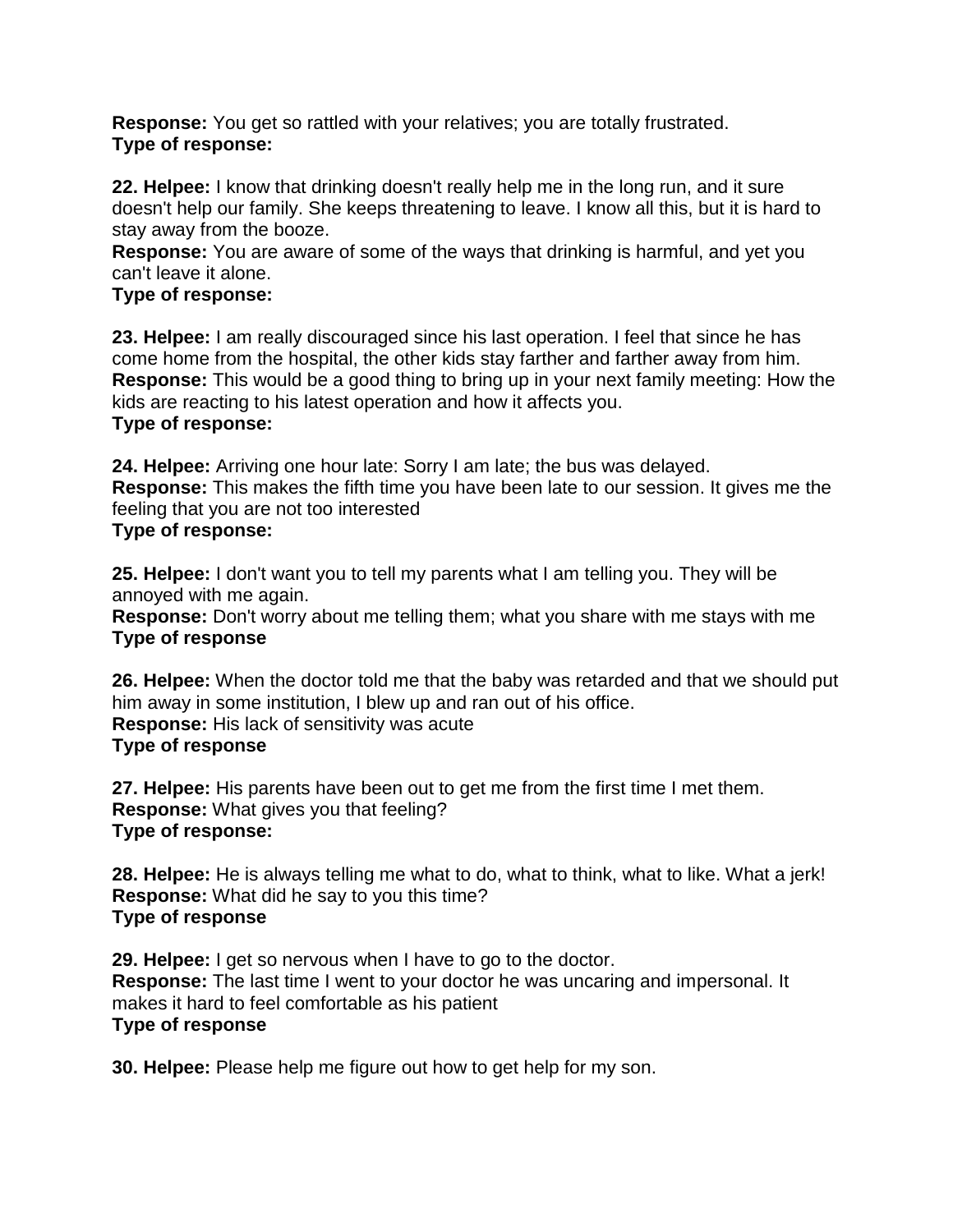**Response:** You get so rattled with your relatives; you are totally frustrated.
**Type of response:**

**22. Helpee:** I know that drinking doesn't really help me in the long run, and it sure doesn't help our family. She keeps threatening to leave. I know all this, but it is hard to stay away from the booze.
**Response:** You are aware of some of the ways that drinking is harmful, and yet you can't leave it alone.
**Type of response:**

**23. Helpee:** I am really discouraged since his last operation. I feel that since he has come home from the hospital, the other kids stay farther and farther away from him.
**Response:** This would be a good thing to bring up in your next family meeting: How the kids are reacting to his latest operation and how it affects you.
**Type of response:**

**24. Helpee:** Arriving one hour late: Sorry I am late; the bus was delayed.
**Response:** This makes the fifth time you have been late to our session. It gives me the feeling that you are not too interested
**Type of response:**

**25. Helpee:** I don't want you to tell my parents what I am telling you. They will be annoyed with me again.
**Response:** Don't worry about me telling them; what you share with me stays with me
**Type of response**

**26. Helpee:** When the doctor told me that the baby was retarded and that we should put him away in some institution, I blew up and ran out of his office.
**Response:** His lack of sensitivity was acute
**Type of response**

**27. Helpee:** His parents have been out to get me from the first time I met them.
**Response:** What gives you that feeling?
**Type of response:**

**28. Helpee:** He is always telling me what to do, what to think, what to like. What a jerk!
**Response:** What did he say to you this time?
**Type of response**

**29. Helpee:** I get so nervous when I have to go to the doctor.
**Response:** The last time I went to your doctor he was uncaring and impersonal. It makes it hard to feel comfortable as his patient
**Type of response**

**30. Helpee:** Please help me figure out how to get help for my son.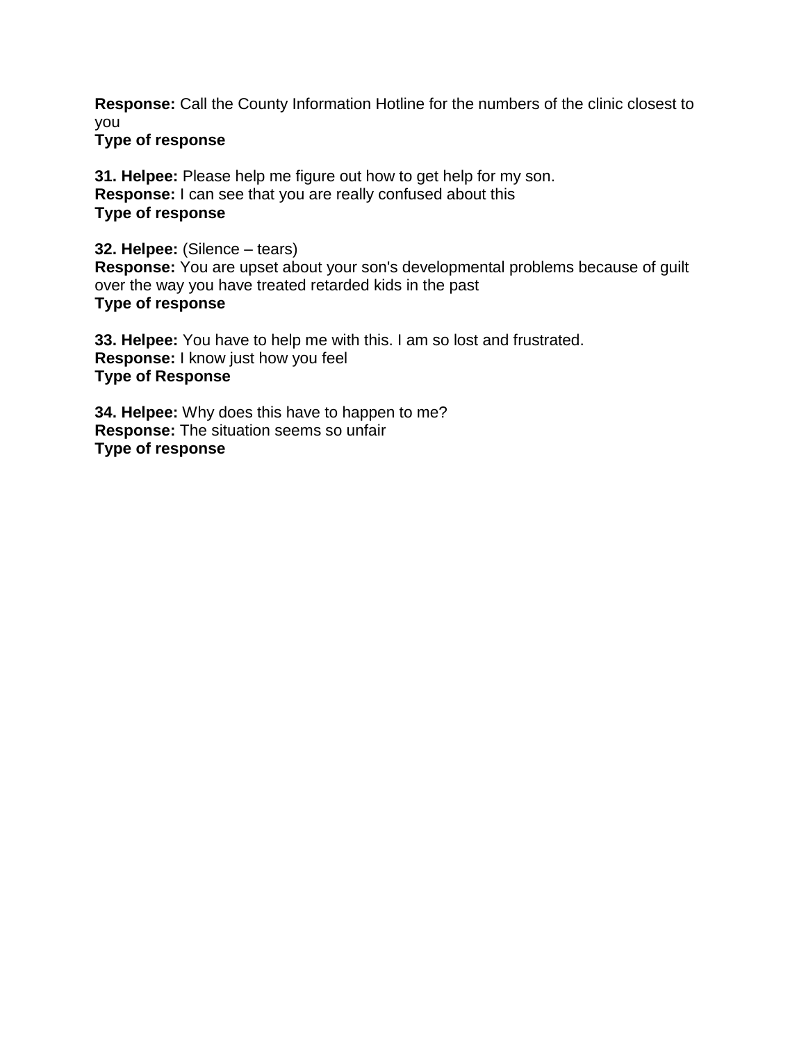**Response:** Call the County Information Hotline for the numbers of the clinic closest to you
**Type of response**

**31. Helpee:** Please help me figure out how to get help for my son.
**Response:** I can see that you are really confused about this
**Type of response**

**32. Helpee:** (Silence – tears)
**Response:** You are upset about your son's developmental problems because of guilt over the way you have treated retarded kids in the past
**Type of response**

**33. Helpee:** You have to help me with this. I am so lost and frustrated.
**Response:** I know just how you feel
**Type of Response**

**34. Helpee:** Why does this have to happen to me?
**Response:** The situation seems so unfair
**Type of response**